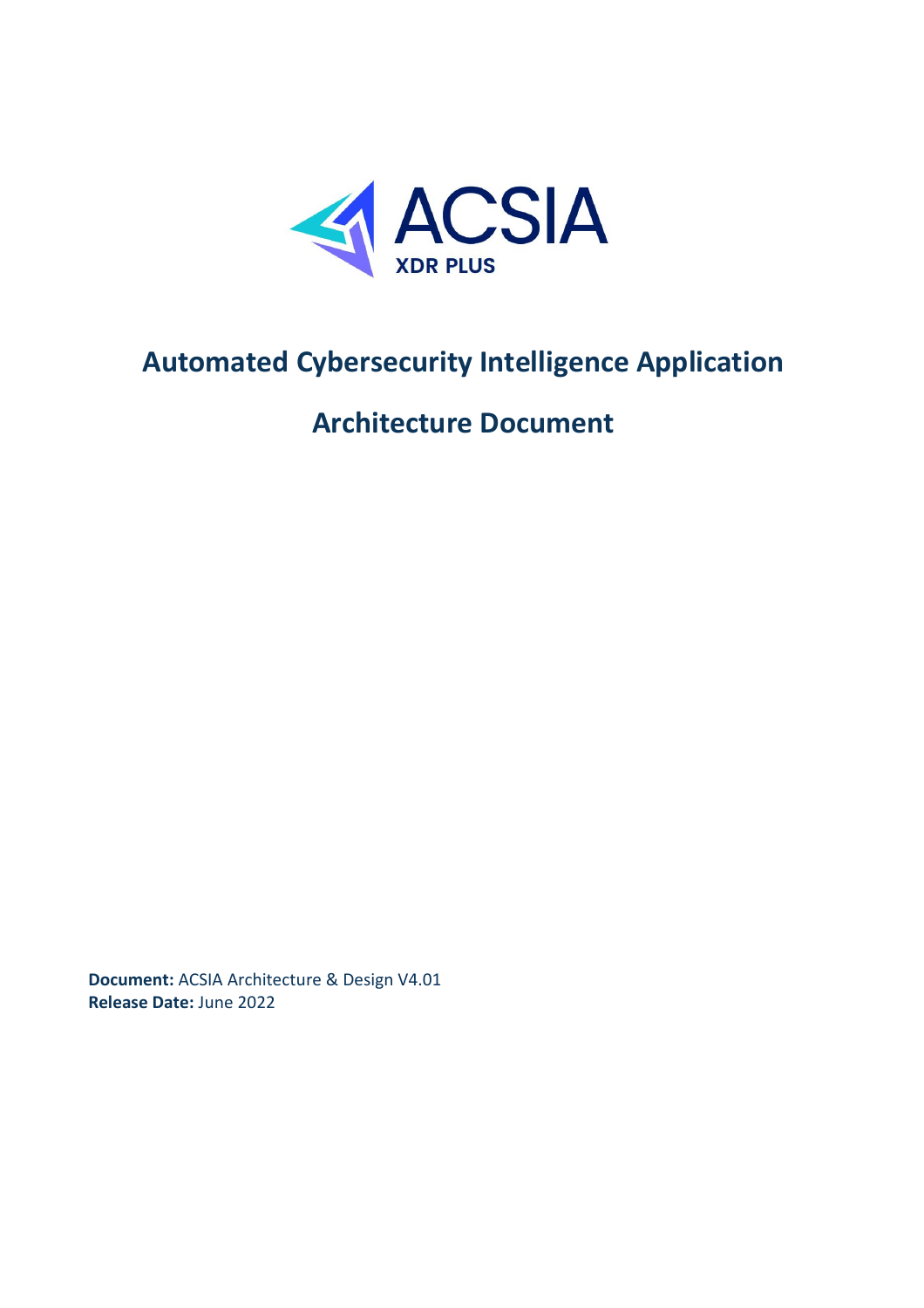ACSIA

XDR PLUS

# Automated Cybersecurity Intelligence Application

## Architecture Document

**Document:** ACSIA Architecture & Design V4.01
**Release Date:** June 2022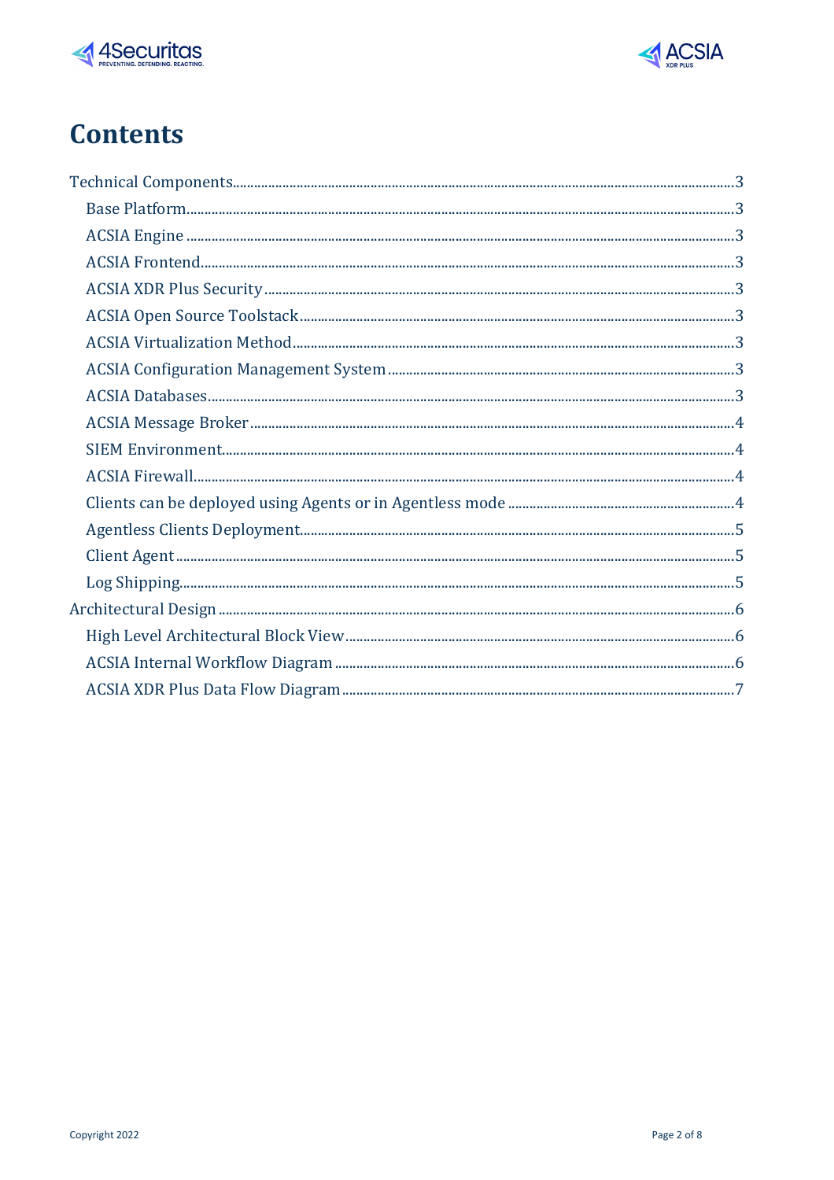# Contents

- Technical Components ... 3
  - Base Platform ... 3
  - ACSIA Engine ... 3
  - ACSIA Frontend ... 3
  - ACSIA XDR Plus Security ... 3
  - ACSIA Open Source Toolstack ... 3
  - ACSIA Virtualization Method ... 3
  - ACSIA Configuration Management System ... 3
  - ACSIA Databases ... 3
  - ACSIA Message Broker ... 4
  - SIEM Environment ... 4
  - ACSIA Firewall ... 4
  - Clients can be deployed using Agents or in Agentless mode ... 4
  - Agentless Clients Deployment ... 5
  - Client Agent ... 5
  - Log Shipping ... 5
- Architectural Design ... 6
  - High Level Architectural Block View ... 6
  - ACSIA Internal Workflow Diagram ... 6
  - ACSIA XDR Plus Data Flow Diagram ... 7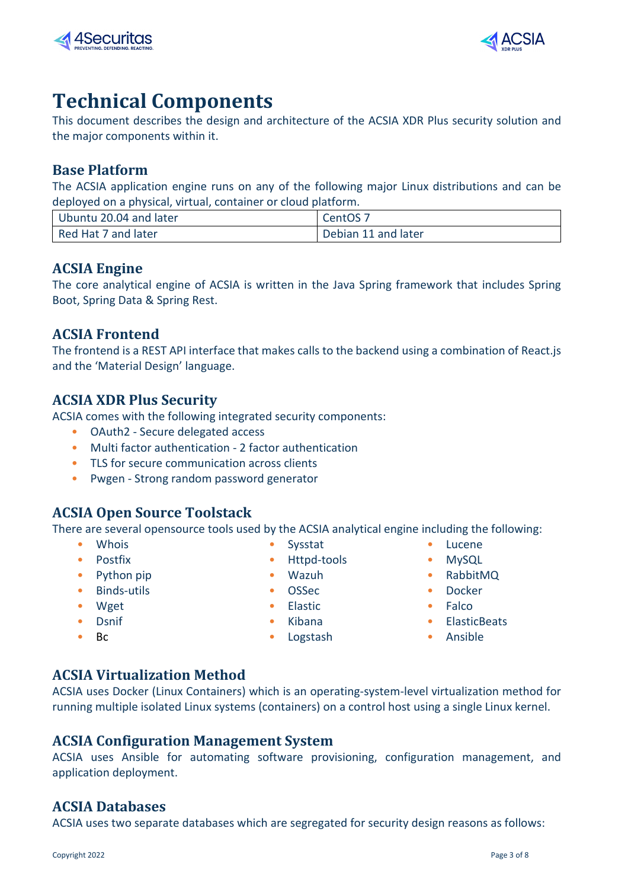# Technical Components

This document describes the design and architecture of the ACSIA XDR Plus security solution and the major components within it.

## Base Platform

The ACSIA application engine runs on any of the following major Linux distributions and can be deployed on a physical, virtual, container or cloud platform.

| Ubuntu 20.04 and later | CentOS 7 |
|---|---|
| Red Hat 7 and later | Debian 11 and later |

## ACSIA Engine

The core analytical engine of ACSIA is written in the Java Spring framework that includes Spring Boot, Spring Data & Spring Rest.

## ACSIA Frontend

The frontend is a REST API interface that makes calls to the backend using a combination of React.js and the 'Material Design' language.

## ACSIA XDR Plus Security

ACSIA comes with the following integrated security components:

- OAuth2 - Secure delegated access
- Multi factor authentication - 2 factor authentication
- TLS for secure communication across clients
- Pwgen - Strong random password generator

## ACSIA Open Source Toolstack

There are several opensource tools used by the ACSIA analytical engine including the following:

- Whois
- Postfix
- Python pip
- Binds-utils
- Wget
- Dsnif
- Bc
- Sysstat
- Httpd-tools
- Wazuh
- OSSec
- Elastic
- Kibana
- Logstash
- Lucene
- MySQL
- RabbitMQ
- Docker
- Falco
- ElasticBeats
- Ansible

## ACSIA Virtualization Method

ACSIA uses Docker (Linux Containers) which is an operating-system-level virtualization method for running multiple isolated Linux systems (containers) on a control host using a single Linux kernel.

## ACSIA Configuration Management System

ACSIA uses Ansible for automating software provisioning, configuration management, and application deployment.

## ACSIA Databases

ACSIA uses two separate databases which are segregated for security design reasons as follows: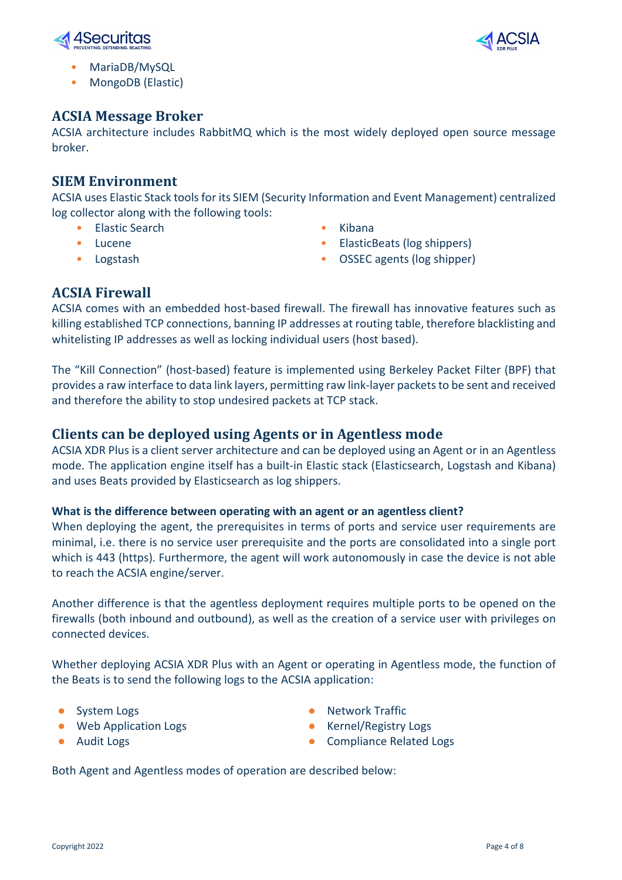- MariaDB/MySQL
- MongoDB (Elastic)

## ACSIA Message Broker

ACSIA architecture includes RabbitMQ which is the most widely deployed open source message broker.

## SIEM Environment

ACSIA uses Elastic Stack tools for its SIEM (Security Information and Event Management) centralized log collector along with the following tools:

- Elastic Search
- Lucene
- Logstash
- Kibana
- ElasticBeats (log shippers)
- OSSEC agents (log shipper)

## ACSIA Firewall

ACSIA comes with an embedded host-based firewall. The firewall has innovative features such as killing established TCP connections, banning IP addresses at routing table, therefore blacklisting and whitelisting IP addresses as well as locking individual users (host based).

The "Kill Connection" (host-based) feature is implemented using Berkeley Packet Filter (BPF) that provides a raw interface to data link layers, permitting raw link-layer packets to be sent and received and therefore the ability to stop undesired packets at TCP stack.

## Clients can be deployed using Agents or in Agentless mode

ACSIA XDR Plus is a client server architecture and can be deployed using an Agent or in an Agentless mode. The application engine itself has a built-in Elastic stack (Elasticsearch, Logstash and Kibana) and uses Beats provided by Elasticsearch as log shippers.

**What is the difference between operating with an agent or an agentless client?**

When deploying the agent, the prerequisites in terms of ports and service user requirements are minimal, i.e. there is no service user prerequisite and the ports are consolidated into a single port which is 443 (https). Furthermore, the agent will work autonomously in case the device is not able to reach the ACSIA engine/server.

Another difference is that the agentless deployment requires multiple ports to be opened on the firewalls (both inbound and outbound), as well as the creation of a service user with privileges on connected devices.

Whether deploying ACSIA XDR Plus with an Agent or operating in Agentless mode, the function of the Beats is to send the following logs to the ACSIA application:

- System Logs
- Web Application Logs
- Audit Logs
- Network Traffic
- Kernel/Registry Logs
- Compliance Related Logs

Both Agent and Agentless modes of operation are described below: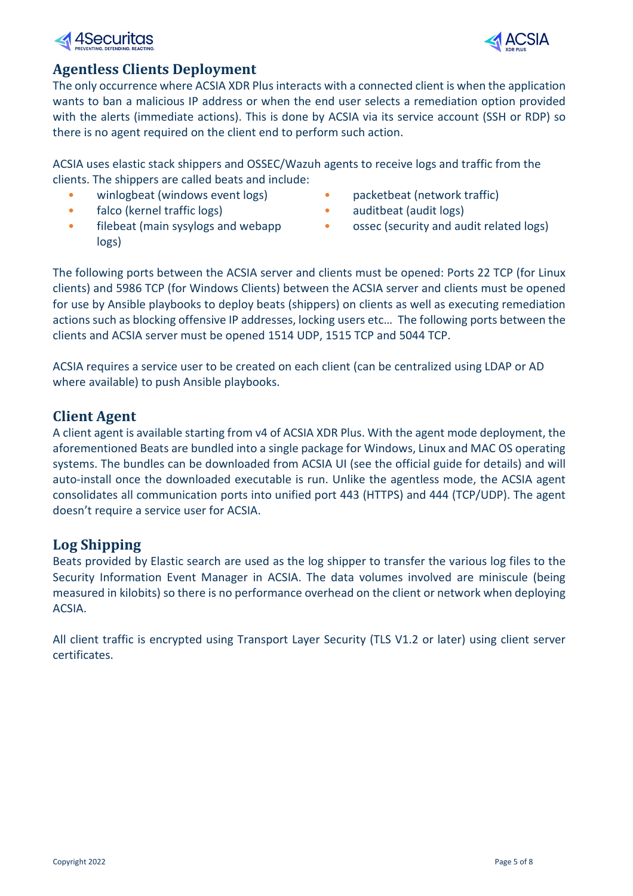## Agentless Clients Deployment

The only occurrence where ACSIA XDR Plus interacts with a connected client is when the application wants to ban a malicious IP address or when the end user selects a remediation option provided with the alerts (immediate actions). This is done by ACSIA via its service account (SSH or RDP) so there is no agent required on the client end to perform such action.

ACSIA uses elastic stack shippers and OSSEC/Wazuh agents to receive logs and traffic from the clients. The shippers are called beats and include:

- winlogbeat (windows event logs)
- falco (kernel traffic logs)
- filebeat (main sysylogs and webapp logs)
- packetbeat (network traffic)
- auditbeat (audit logs)
- ossec (security and audit related logs)

The following ports between the ACSIA server and clients must be opened: Ports 22 TCP (for Linux clients) and 5986 TCP (for Windows Clients) between the ACSIA server and clients must be opened for use by Ansible playbooks to deploy beats (shippers) on clients as well as executing remediation actions such as blocking offensive IP addresses, locking users etc… The following ports between the clients and ACSIA server must be opened 1514 UDP, 1515 TCP and 5044 TCP.

ACSIA requires a service user to be created on each client (can be centralized using LDAP or AD where available) to push Ansible playbooks.

## Client Agent

A client agent is available starting from v4 of ACSIA XDR Plus. With the agent mode deployment, the aforementioned Beats are bundled into a single package for Windows, Linux and MAC OS operating systems. The bundles can be downloaded from ACSIA UI (see the official guide for details) and will auto-install once the downloaded executable is run. Unlike the agentless mode, the ACSIA agent consolidates all communication ports into unified port 443 (HTTPS) and 444 (TCP/UDP). The agent doesn't require a service user for ACSIA.

## Log Shipping

Beats provided by Elastic search are used as the log shipper to transfer the various log files to the Security Information Event Manager in ACSIA. The data volumes involved are miniscule (being measured in kilobits) so there is no performance overhead on the client or network when deploying ACSIA.

All client traffic is encrypted using Transport Layer Security (TLS V1.2 or later) using client server certificates.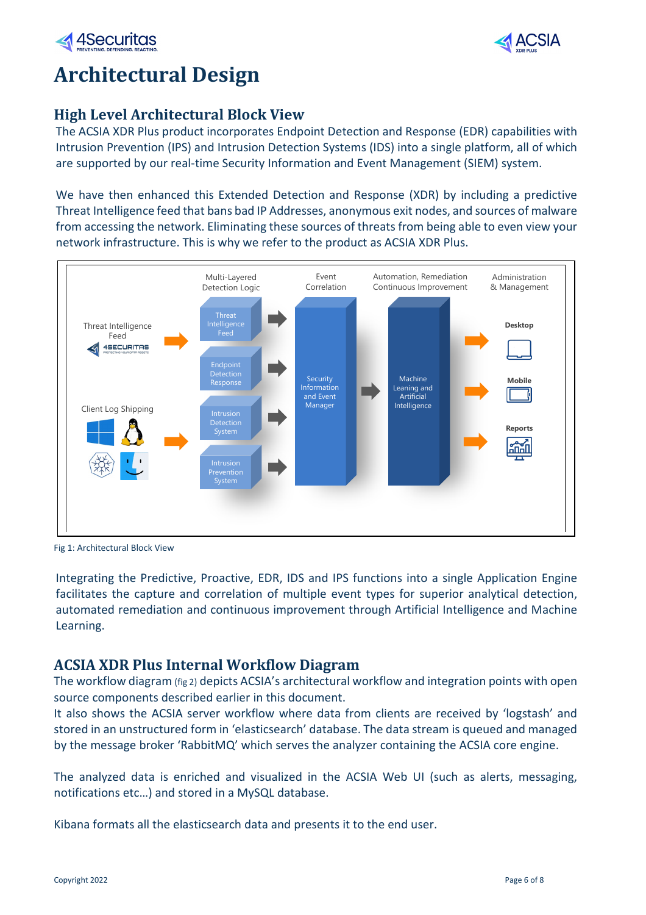# Architectural Design

## High Level Architectural Block View

The ACSIA XDR Plus product incorporates Endpoint Detection and Response (EDR) capabilities with Intrusion Prevention (IPS) and Intrusion Detection Systems (IDS) into a single platform, all of which are supported by our real-time Security Information and Event Management (SIEM) system.

We have then enhanced this Extended Detection and Response (XDR) by including a predictive Threat Intelligence feed that bans bad IP Addresses, anonymous exit nodes, and sources of malware from accessing the network. Eliminating these sources of threats from being able to even view your network infrastructure. This is why we refer to the product as ACSIA XDR Plus.

Fig 1: Architectural Block View

Integrating the Predictive, Proactive, EDR, IDS and IPS functions into a single Application Engine facilitates the capture and correlation of multiple event types for superior analytical detection, automated remediation and continuous improvement through Artificial Intelligence and Machine Learning.

## ACSIA XDR Plus Internal Workflow Diagram

The workflow diagram (fig 2) depicts ACSIA's architectural workflow and integration points with open source components described earlier in this document.

It also shows the ACSIA server workflow where data from clients are received by 'logstash' and stored in an unstructured form in 'elasticsearch' database. The data stream is queued and managed by the message broker 'RabbitMQ' which serves the analyzer containing the ACSIA core engine.

The analyzed data is enriched and visualized in the ACSIA Web UI (such as alerts, messaging, notifications etc…) and stored in a MySQL database.

Kibana formats all the elasticsearch data and presents it to the end user.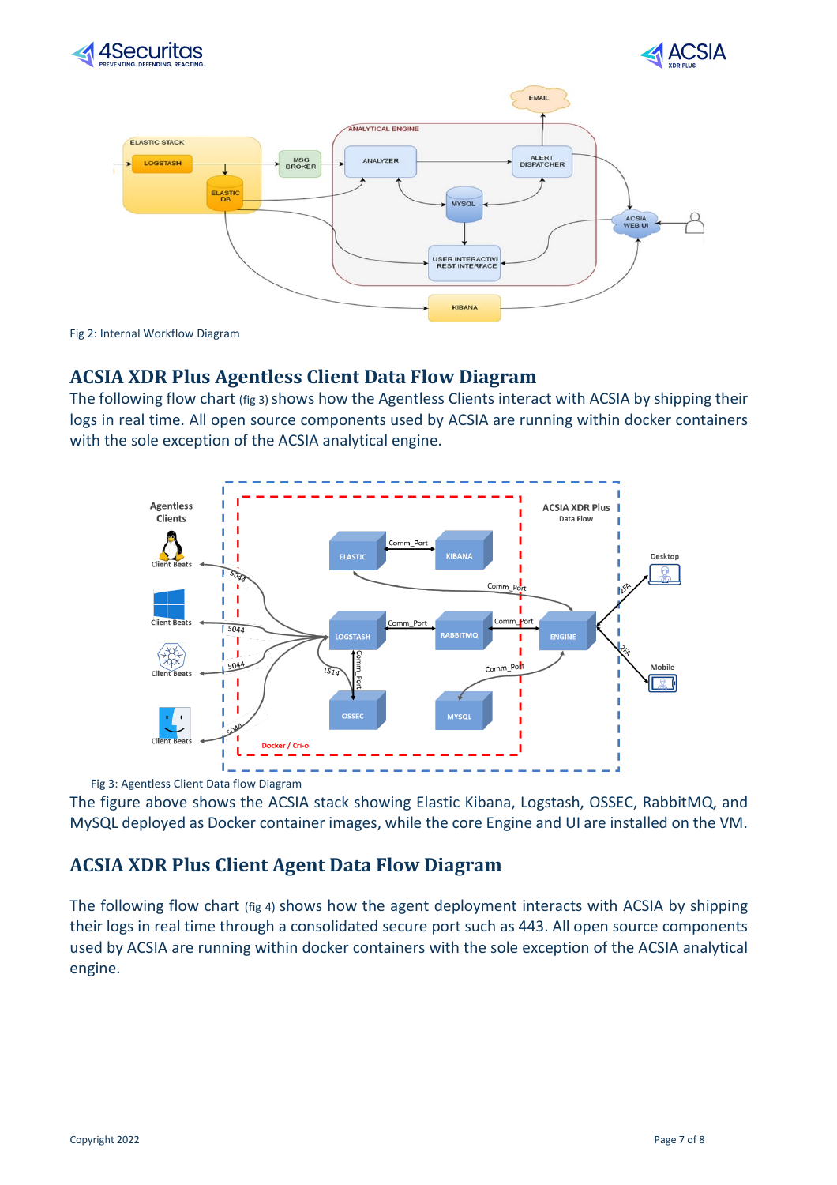Fig 2: Internal Workflow Diagram

## ACSIA XDR Plus Agentless Client Data Flow Diagram

The following flow chart (fig 3) shows how the Agentless Clients interact with ACSIA by shipping their logs in real time. All open source components used by ACSIA are running within docker containers with the sole exception of the ACSIA analytical engine.

Fig 3: Agentless Client Data flow Diagram

The figure above shows the ACSIA stack showing Elastic Kibana, Logstash, OSSEC, RabbitMQ, and MySQL deployed as Docker container images, while the core Engine and UI are installed on the VM.

## ACSIA XDR Plus Client Agent Data Flow Diagram

The following flow chart (fig 4) shows how the agent deployment interacts with ACSIA by shipping their logs in real time through a consolidated secure port such as 443. All open source components used by ACSIA are running within docker containers with the sole exception of the ACSIA analytical engine.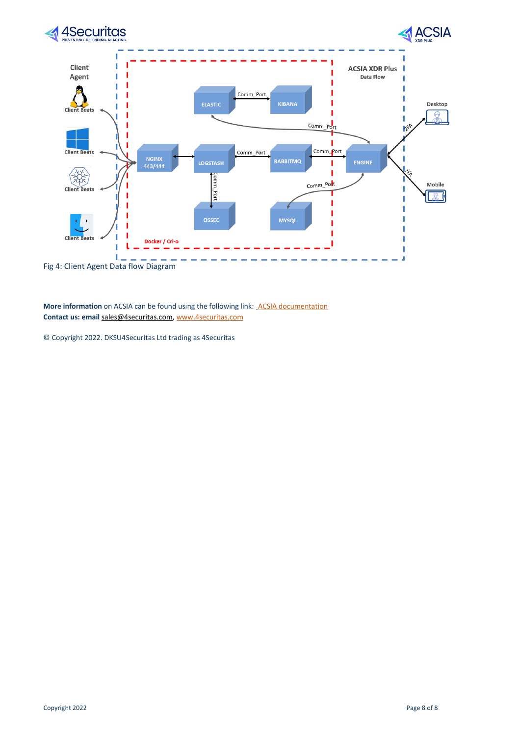Client Agent

Client Beats

Client Beats

Client Beats

Client Beats

ELASTIC

Comm_Port

KIBANA

Comm_Port

NGINX 443/444

LOGSTASH

Comm_Port

RABBITMQ

Comm_Port

ENGINE

Comm_Port

Comm_Port

OSSEC

MYSQL

Docker / Cri-o

ACSIA XDR Plus

Data Flow

Desktop

2FA

2FA

Mobile

Fig 4: Client Agent Data flow Diagram

**More information** on ACSIA can be found using the following link: ACSIA documentation

**Contact us: email** sales@4securitas.com, www.4securitas.com

© Copyright 2022. DKSU4Securitas Ltd trading as 4Securitas